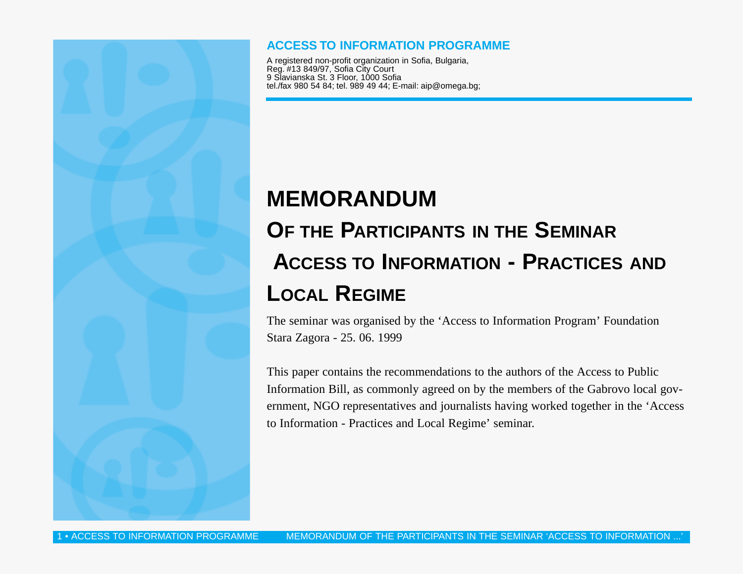**ACCESS TO INFORMATION PROGRAMME**

A registered non-profit organization in Sofia, Bulgaria,
Reg. #13 849/97, Sofia City Court
9 Slavianska St. 3 Floor, 1000 Sofia
tel./fax 980 54 84; tel. 989 49 44; E-mail: aip@omega.bg;

# MEMORANDUM

## Of the Participants in the Seminar Access to Information - Practices and Local Regime

The seminar was organised by the 'Access to Information Program' Foundation
Stara Zagora - 25. 06. 1999

This paper contains the recommendations to the authors of the Access to Public Information Bill, as commonly agreed on by the members of the Gabrovo local government, NGO representatives and journalists having worked together in the 'Access to Information - Practices and Local Regime' seminar.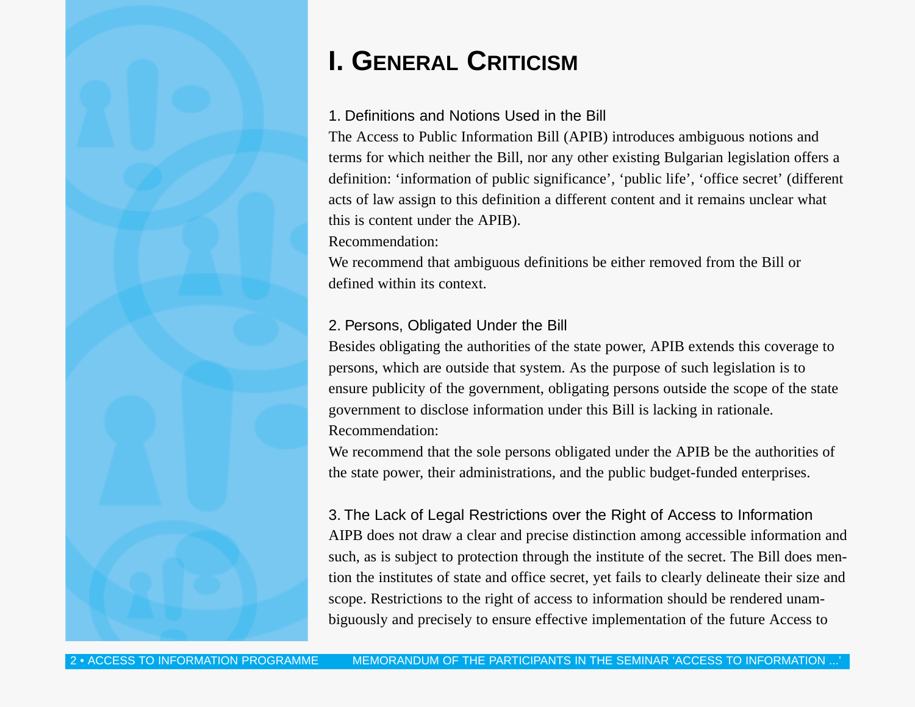# I. General Criticism

### 1. Definitions and Notions Used in the Bill

The Access to Public Information Bill (APIB) introduces ambiguous notions and terms for which neither the Bill, nor any other existing Bulgarian legislation offers a definition: 'information of public significance', 'public life', 'office secret' (different acts of law assign to this definition a different content and it remains unclear what this is content under the APIB).

Recommendation:

We recommend that ambiguous definitions be either removed from the Bill or defined within its context.

### 2. Persons, Obligated Under the Bill

Besides obligating the authorities of the state power, APIB extends this coverage to persons, which are outside that system. As the purpose of such legislation is to ensure publicity of the government, obligating persons outside the scope of the state government to disclose information under this Bill is lacking in rationale.

Recommendation:

We recommend that the sole persons obligated under the APIB be the authorities of the state power, their administrations, and the public budget-funded enterprises.

### 3. The Lack of Legal Restrictions over the Right of Access to Information

AIPB does not draw a clear and precise distinction among accessible information and such, as is subject to protection through the institute of the secret. The Bill does mention the institutes of state and office secret, yet fails to clearly delineate their size and scope. Restrictions to the right of access to information should be rendered unambiguously and precisely to ensure effective implementation of the future Access to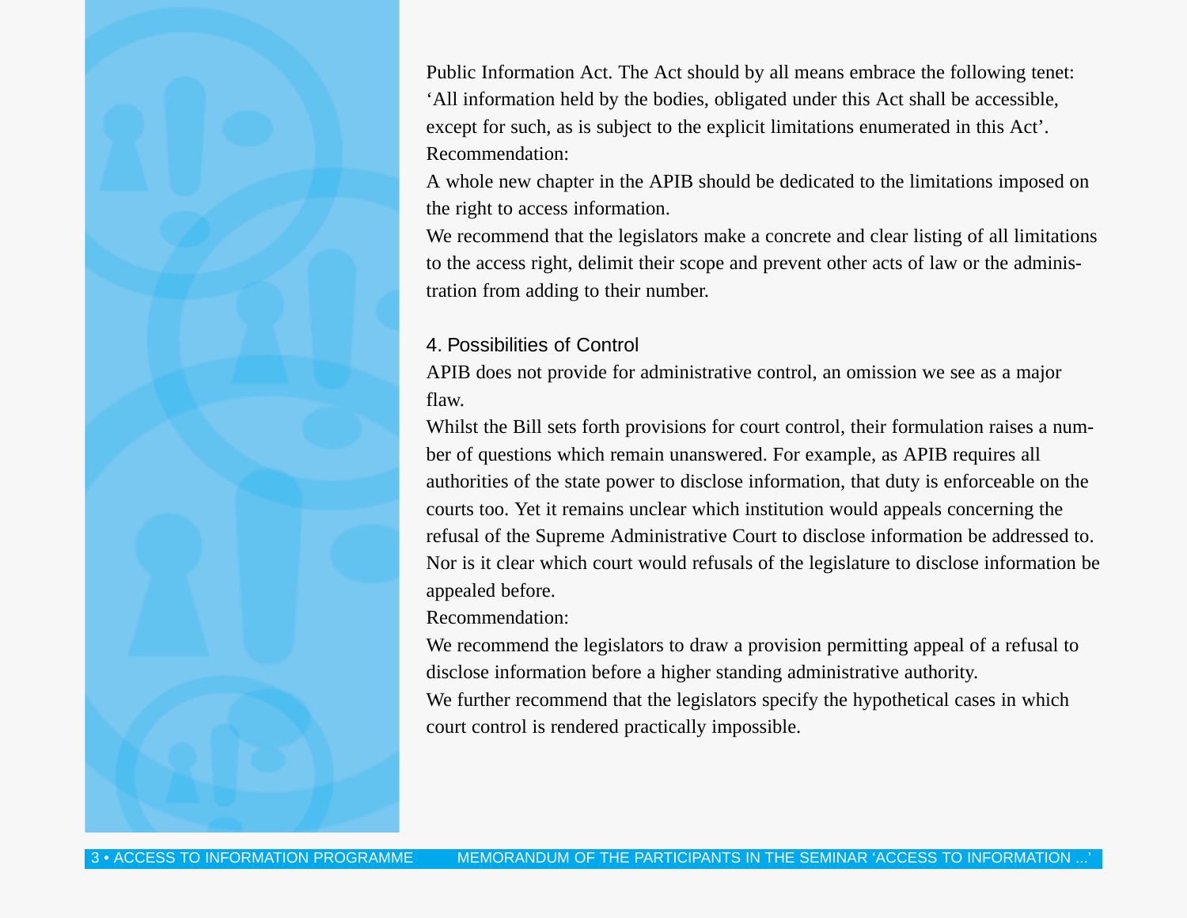Public Information Act. The Act should by all means embrace the following tenet: ‘All information held by the bodies, obligated under this Act shall be accessible, except for such, as is subject to the explicit limitations enumerated in this Act’.

Recommendation:

A whole new chapter in the APIB should be dedicated to the limitations imposed on the right to access information.

We recommend that the legislators make a concrete and clear listing of all limitations to the access right, delimit their scope and prevent other acts of law or the administration from adding to their number.

## 4. Possibilities of Control

APIB does not provide for administrative control, an omission we see as a major flaw.

Whilst the Bill sets forth provisions for court control, their formulation raises a number of questions which remain unanswered. For example, as APIB requires all authorities of the state power to disclose information, that duty is enforceable on the courts too. Yet it remains unclear which institution would appeals concerning the refusal of the Supreme Administrative Court to disclose information be addressed to. Nor is it clear which court would refusals of the legislature to disclose information be appealed before.

Recommendation:

We recommend the legislators to draw a provision permitting appeal of a refusal to disclose information before a higher standing administrative authority.

We further recommend that the legislators specify the hypothetical cases in which court control is rendered practically impossible.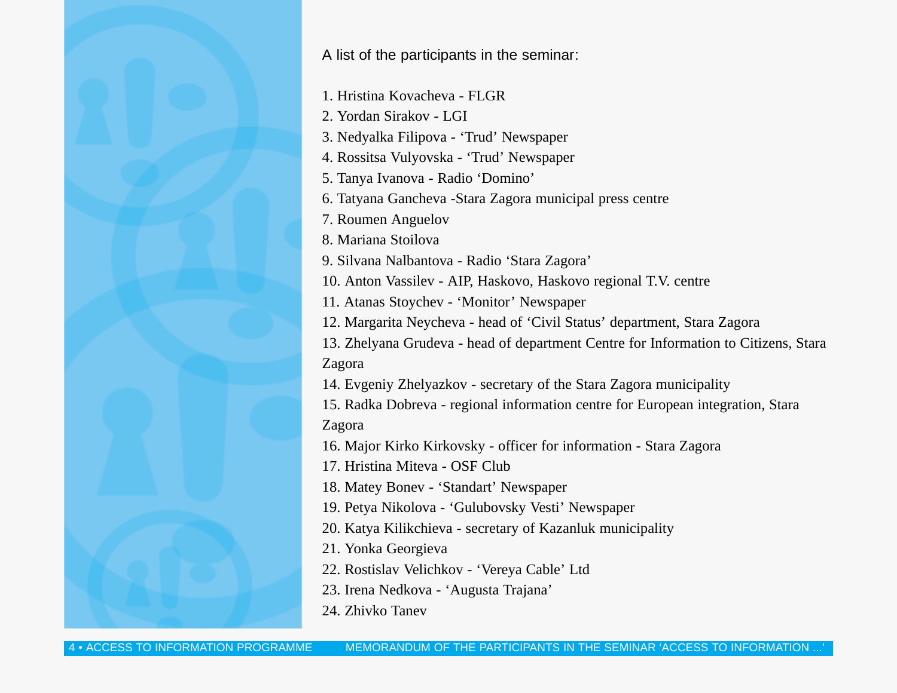A list of the participants in the seminar:

1. Hristina Kovacheva - FLGR
2. Yordan Sirakov - LGI
3. Nedyalka Filipova - ‘Trud’ Newspaper
4. Rossitsa Vulyovska - ‘Trud’ Newspaper
5. Tanya Ivanova - Radio ‘Domino’
6. Tatyana Gancheva -Stara Zagora municipal press centre
7. Roumen Anguelov
8. Mariana Stoilova
9. Silvana Nalbantova - Radio ‘Stara Zagora’
10. Anton Vassilev - AIP, Haskovo, Haskovo regional T.V. centre
11. Atanas Stoychev - ‘Monitor’ Newspaper
12. Margarita Neycheva - head of ‘Civil Status’ department, Stara Zagora
13. Zhelyana Grudeva - head of department Centre for Information to Citizens, Stara Zagora
14. Evgeniy Zhelyazkov - secretary of the Stara Zagora municipality
15. Radka Dobreva - regional information centre for European integration, Stara Zagora
16. Major Kirko Kirkovsky - officer for information - Stara Zagora
17. Hristina Miteva - OSF Club
18. Matey Bonev - ‘Standart’ Newspaper
19. Petya Nikolova - ‘Gulubovsky Vesti’ Newspaper
20. Katya Kilikchieva - secretary of Kazanluk municipality
21. Yonka Georgieva
22. Rostislav Velichkov - ‘Vereya Cable’ Ltd
23. Irena Nedkova - ‘Augusta Trajana’
24. Zhivko Tanev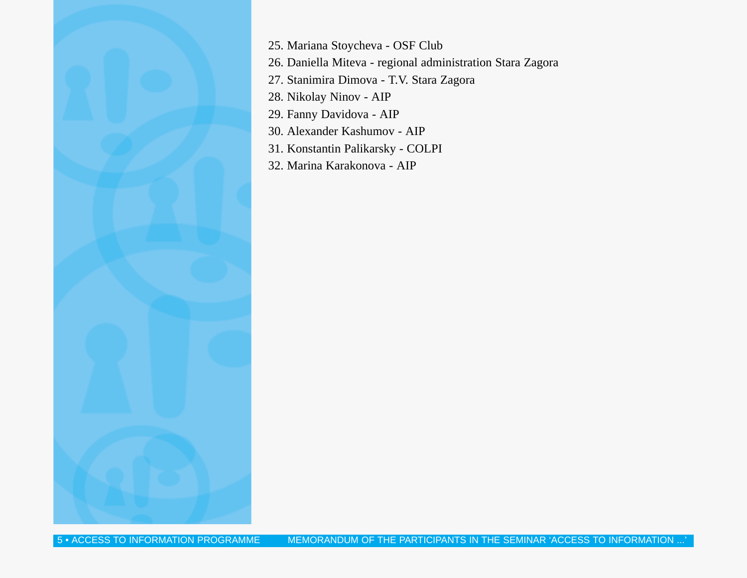25. Mariana Stoycheva - OSF Club
26. Daniella Miteva - regional administration Stara Zagora
27. Stanimira Dimova - T.V. Stara Zagora
28. Nikolay Ninov - AIP
29. Fanny Davidova - AIP
30. Alexander Kashumov - AIP
31. Konstantin Palikarsky - COLPI
32. Marina Karakonova - AIP